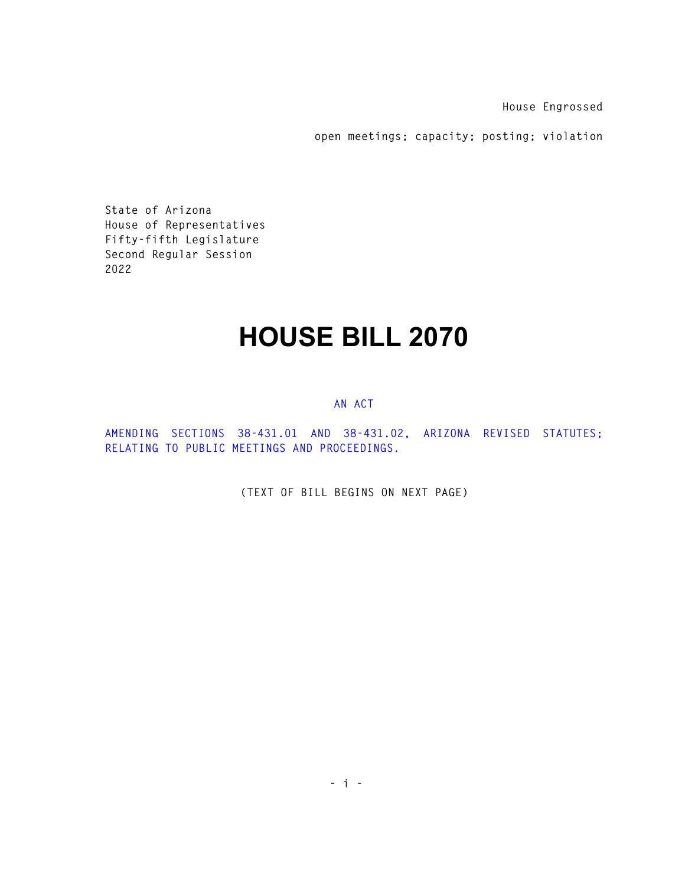House Engrossed

open meetings; capacity; posting; violation

State of Arizona
House of Representatives
Fifty-fifth Legislature
Second Regular Session
2022

# HOUSE BILL 2070

AN ACT

AMENDING SECTIONS 38-431.01 AND 38-431.02, ARIZONA REVISED STATUTES; RELATING TO PUBLIC MEETINGS AND PROCEEDINGS.

(TEXT OF BILL BEGINS ON NEXT PAGE)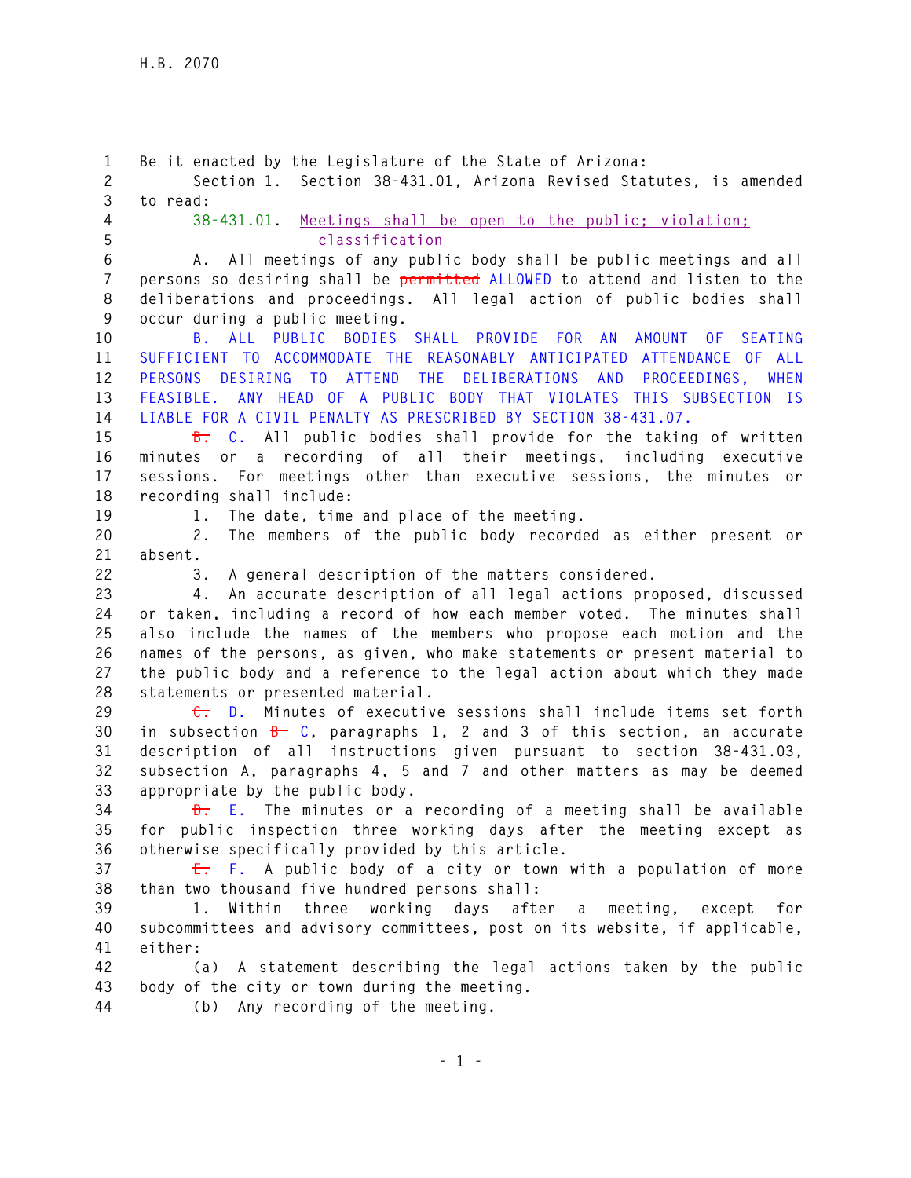Be it enacted by the Legislature of the State of Arizona:

Section 1. Section 38-431.01, Arizona Revised Statutes, is amended to read:

38-431.01. Meetings shall be open to the public; violation; classification

A. All meetings of any public body shall be public meetings and all persons so desiring shall be ~~permitted~~ ALLOWED to attend and listen to the deliberations and proceedings. All legal action of public bodies shall occur during a public meeting.

B. ALL PUBLIC BODIES SHALL PROVIDE FOR AN AMOUNT OF SEATING SUFFICIENT TO ACCOMMODATE THE REASONABLY ANTICIPATED ATTENDANCE OF ALL PERSONS DESIRING TO ATTEND THE DELIBERATIONS AND PROCEEDINGS, WHEN FEASIBLE. ANY HEAD OF A PUBLIC BODY THAT VIOLATES THIS SUBSECTION IS LIABLE FOR A CIVIL PENALTY AS PRESCRIBED BY SECTION 38-431.07.

~~B.~~ C. All public bodies shall provide for the taking of written minutes or a recording of all their meetings, including executive sessions. For meetings other than executive sessions, the minutes or recording shall include:

1. The date, time and place of the meeting.

2. The members of the public body recorded as either present or absent.

3. A general description of the matters considered.

4. An accurate description of all legal actions proposed, discussed or taken, including a record of how each member voted. The minutes shall also include the names of the members who propose each motion and the names of the persons, as given, who make statements or present material to the public body and a reference to the legal action about which they made statements or presented material.

~~C.~~ D. Minutes of executive sessions shall include items set forth in subsection ~~B~~ C, paragraphs 1, 2 and 3 of this section, an accurate description of all instructions given pursuant to section 38-431.03, subsection A, paragraphs 4, 5 and 7 and other matters as may be deemed appropriate by the public body.

~~D.~~ E. The minutes or a recording of a meeting shall be available for public inspection three working days after the meeting except as otherwise specifically provided by this article.

~~E.~~ F. A public body of a city or town with a population of more than two thousand five hundred persons shall:

1. Within three working days after a meeting, except for subcommittees and advisory committees, post on its website, if applicable, either:

(a) A statement describing the legal actions taken by the public body of the city or town during the meeting.

(b) Any recording of the meeting.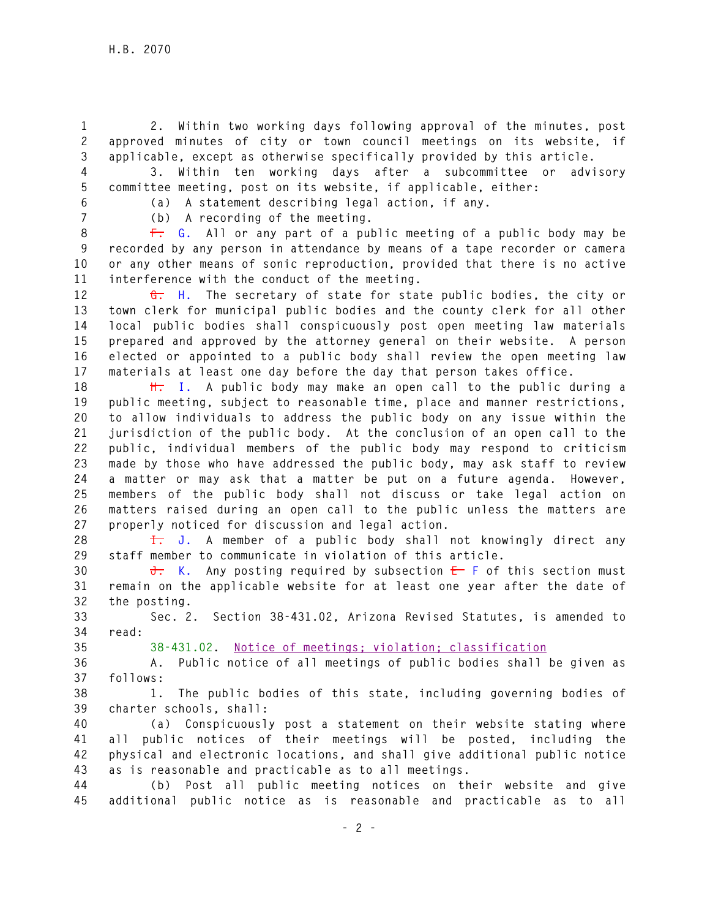2. Within two working days following approval of the minutes, post approved minutes of city or town council meetings on its website, if applicable, except as otherwise specifically provided by this article.

3. Within ten working days after a subcommittee or advisory committee meeting, post on its website, if applicable, either:

(a) A statement describing legal action, if any.

(b) A recording of the meeting.

~~F.~~ G. All or any part of a public meeting of a public body may be recorded by any person in attendance by means of a tape recorder or camera or any other means of sonic reproduction, provided that there is no active interference with the conduct of the meeting.

~~G.~~ H. The secretary of state for state public bodies, the city or town clerk for municipal public bodies and the county clerk for all other local public bodies shall conspicuously post open meeting law materials prepared and approved by the attorney general on their website. A person elected or appointed to a public body shall review the open meeting law materials at least one day before the day that person takes office.

~~H.~~ I. A public body may make an open call to the public during a public meeting, subject to reasonable time, place and manner restrictions, to allow individuals to address the public body on any issue within the jurisdiction of the public body. At the conclusion of an open call to the public, individual members of the public body may respond to criticism made by those who have addressed the public body, may ask staff to review a matter or may ask that a matter be put on a future agenda. However, members of the public body shall not discuss or take legal action on matters raised during an open call to the public unless the matters are properly noticed for discussion and legal action.

~~I.~~ J. A member of a public body shall not knowingly direct any staff member to communicate in violation of this article.

~~J.~~ K. Any posting required by subsection ~~E~~ F of this section must remain on the applicable website for at least one year after the date of the posting.

Sec. 2. Section 38-431.02, Arizona Revised Statutes, is amended to read:

38-431.02. Notice of meetings; violation; classification

A. Public notice of all meetings of public bodies shall be given as follows:

1. The public bodies of this state, including governing bodies of charter schools, shall:

(a) Conspicuously post a statement on their website stating where all public notices of their meetings will be posted, including the physical and electronic locations, and shall give additional public notice as is reasonable and practicable as to all meetings.

(b) Post all public meeting notices on their website and give additional public notice as is reasonable and practicable as to all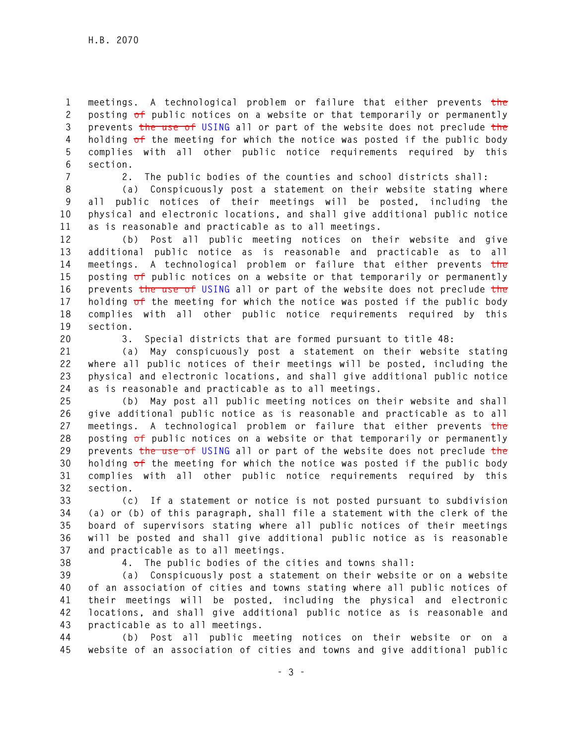meetings. A technological problem or failure that either prevents ~~the~~ posting ~~of~~ public notices on a website or that temporarily or permanently prevents ~~the use of~~ USING all or part of the website does not preclude ~~the~~ holding ~~of~~ the meeting for which the notice was posted if the public body complies with all other public notice requirements required by this section.

2. The public bodies of the counties and school districts shall:

(a) Conspicuously post a statement on their website stating where all public notices of their meetings will be posted, including the physical and electronic locations, and shall give additional public notice as is reasonable and practicable as to all meetings.

(b) Post all public meeting notices on their website and give additional public notice as is reasonable and practicable as to all meetings. A technological problem or failure that either prevents ~~the~~ posting ~~of~~ public notices on a website or that temporarily or permanently prevents ~~the use of~~ USING all or part of the website does not preclude ~~the~~ holding ~~of~~ the meeting for which the notice was posted if the public body complies with all other public notice requirements required by this section.

3. Special districts that are formed pursuant to title 48:

(a) May conspicuously post a statement on their website stating where all public notices of their meetings will be posted, including the physical and electronic locations, and shall give additional public notice as is reasonable and practicable as to all meetings.

(b) May post all public meeting notices on their website and shall give additional public notice as is reasonable and practicable as to all meetings. A technological problem or failure that either prevents ~~the~~ posting ~~of~~ public notices on a website or that temporarily or permanently prevents ~~the use of~~ USING all or part of the website does not preclude ~~the~~ holding ~~of~~ the meeting for which the notice was posted if the public body complies with all other public notice requirements required by this section.

(c) If a statement or notice is not posted pursuant to subdivision (a) or (b) of this paragraph, shall file a statement with the clerk of the board of supervisors stating where all public notices of their meetings will be posted and shall give additional public notice as is reasonable and practicable as to all meetings.

4. The public bodies of the cities and towns shall:

(a) Conspicuously post a statement on their website or on a website of an association of cities and towns stating where all public notices of their meetings will be posted, including the physical and electronic locations, and shall give additional public notice as is reasonable and practicable as to all meetings.

(b) Post all public meeting notices on their website or on a website of an association of cities and towns and give additional public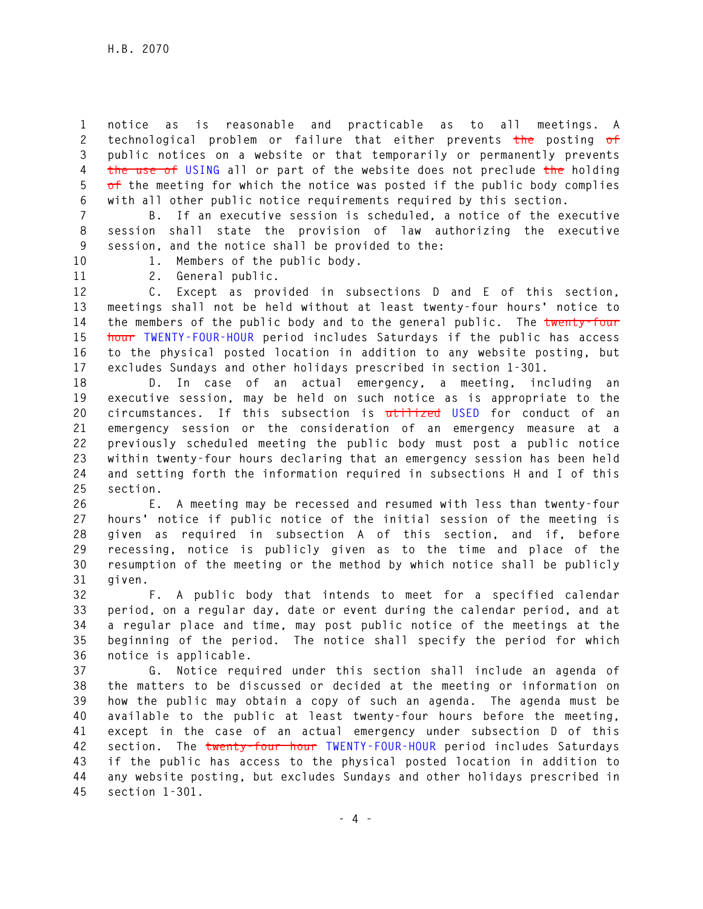notice as is reasonable and practicable as to all meetings. A technological problem or failure that either prevents ~~the~~ posting ~~of~~ public notices on a website or that temporarily or permanently prevents ~~the use of~~ USING all or part of the website does not preclude ~~the~~ holding ~~of~~ the meeting for which the notice was posted if the public body complies with all other public notice requirements required by this section.

B. If an executive session is scheduled, a notice of the executive session shall state the provision of law authorizing the executive session, and the notice shall be provided to the:

1. Members of the public body.
2. General public.

C. Except as provided in subsections D and E of this section, meetings shall not be held without at least twenty-four hours' notice to the members of the public body and to the general public. The ~~twenty-four hour~~ TWENTY-FOUR-HOUR period includes Saturdays if the public has access to the physical posted location in addition to any website posting, but excludes Sundays and other holidays prescribed in section 1-301.

D. In case of an actual emergency, a meeting, including an executive session, may be held on such notice as is appropriate to the circumstances. If this subsection is ~~utilized~~ USED for conduct of an emergency session or the consideration of an emergency measure at a previously scheduled meeting the public body must post a public notice within twenty-four hours declaring that an emergency session has been held and setting forth the information required in subsections H and I of this section.

E. A meeting may be recessed and resumed with less than twenty-four hours' notice if public notice of the initial session of the meeting is given as required in subsection A of this section, and if, before recessing, notice is publicly given as to the time and place of the resumption of the meeting or the method by which notice shall be publicly given.

F. A public body that intends to meet for a specified calendar period, on a regular day, date or event during the calendar period, and at a regular place and time, may post public notice of the meetings at the beginning of the period. The notice shall specify the period for which notice is applicable.

G. Notice required under this section shall include an agenda of the matters to be discussed or decided at the meeting or information on how the public may obtain a copy of such an agenda. The agenda must be available to the public at least twenty-four hours before the meeting, except in the case of an actual emergency under subsection D of this section. The ~~twenty-four hour~~ TWENTY-FOUR-HOUR period includes Saturdays if the public has access to the physical posted location in addition to any website posting, but excludes Sundays and other holidays prescribed in section 1-301.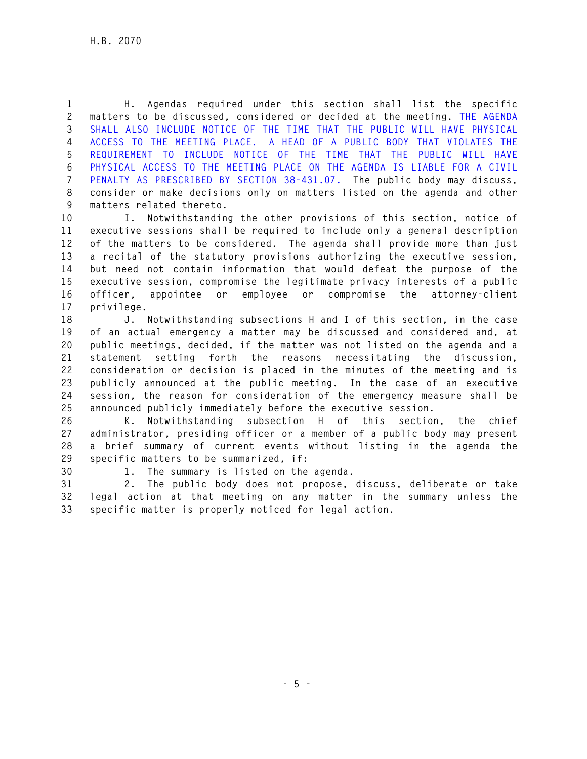H. Agendas required under this section shall list the specific matters to be discussed, considered or decided at the meeting. THE AGENDA SHALL ALSO INCLUDE NOTICE OF THE TIME THAT THE PUBLIC WILL HAVE PHYSICAL ACCESS TO THE MEETING PLACE. A HEAD OF A PUBLIC BODY THAT VIOLATES THE REQUIREMENT TO INCLUDE NOTICE OF THE TIME THAT THE PUBLIC WILL HAVE PHYSICAL ACCESS TO THE MEETING PLACE ON THE AGENDA IS LIABLE FOR A CIVIL PENALTY AS PRESCRIBED BY SECTION 38-431.07. The public body may discuss, consider or make decisions only on matters listed on the agenda and other matters related thereto.

I. Notwithstanding the other provisions of this section, notice of executive sessions shall be required to include only a general description of the matters to be considered. The agenda shall provide more than just a recital of the statutory provisions authorizing the executive session, but need not contain information that would defeat the purpose of the executive session, compromise the legitimate privacy interests of a public officer, appointee or employee or compromise the attorney-client privilege.

J. Notwithstanding subsections H and I of this section, in the case of an actual emergency a matter may be discussed and considered and, at public meetings, decided, if the matter was not listed on the agenda and a statement setting forth the reasons necessitating the discussion, consideration or decision is placed in the minutes of the meeting and is publicly announced at the public meeting. In the case of an executive session, the reason for consideration of the emergency measure shall be announced publicly immediately before the executive session.

K. Notwithstanding subsection H of this section, the chief administrator, presiding officer or a member of a public body may present a brief summary of current events without listing in the agenda the specific matters to be summarized, if:

1. The summary is listed on the agenda.

2. The public body does not propose, discuss, deliberate or take legal action at that meeting on any matter in the summary unless the specific matter is properly noticed for legal action.